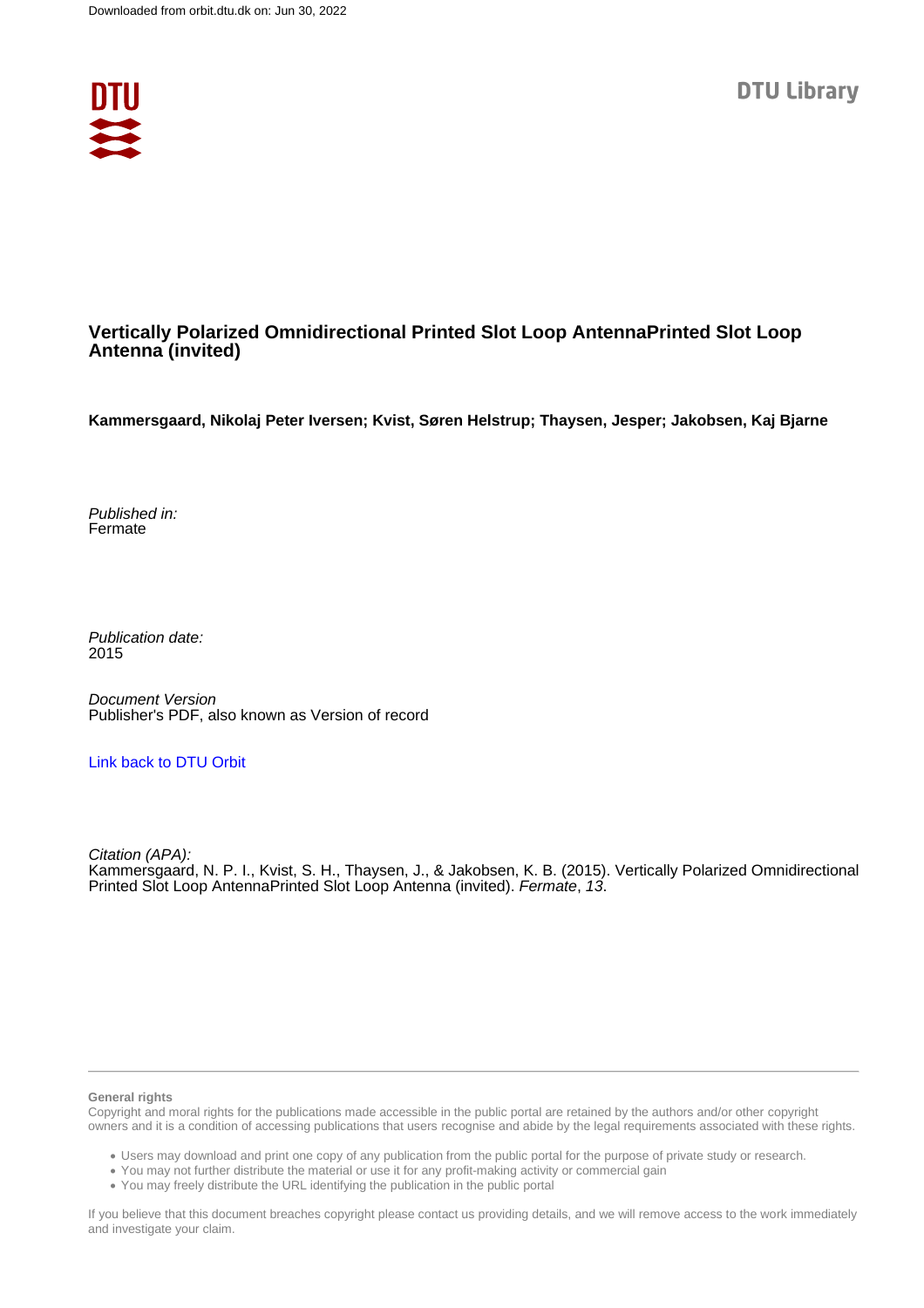Downloaded from orbit.dtu.dk on: Jun 30, 2022

DTU Library

# Vertically Polarized Omnidirectional Printed Slot Loop AntennaPrinted Slot Loop Antenna (invited)

**Kammersgaard, Nikolaj Peter Iversen; Kvist, Søren Helstrup; Thaysen, Jesper; Jakobsen, Kaj Bjarne**

*Published in:*
Fermate

*Publication date:*
2015

*Document Version*
Publisher's PDF, also known as Version of record

Link back to DTU Orbit

*Citation (APA):*
Kammersgaard, N. P. I., Kvist, S. H., Thaysen, J., & Jakobsen, K. B. (2015). Vertically Polarized Omnidirectional Printed Slot Loop AntennaPrinted Slot Loop Antenna (invited). *Fermate*, *13*.

**General rights**
Copyright and moral rights for the publications made accessible in the public portal are retained by the authors and/or other copyright owners and it is a condition of accessing publications that users recognise and abide by the legal requirements associated with these rights.

- Users may download and print one copy of any publication from the public portal for the purpose of private study or research.
- You may not further distribute the material or use it for any profit-making activity or commercial gain
- You may freely distribute the URL identifying the publication in the public portal

If you believe that this document breaches copyright please contact us providing details, and we will remove access to the work immediately and investigate your claim.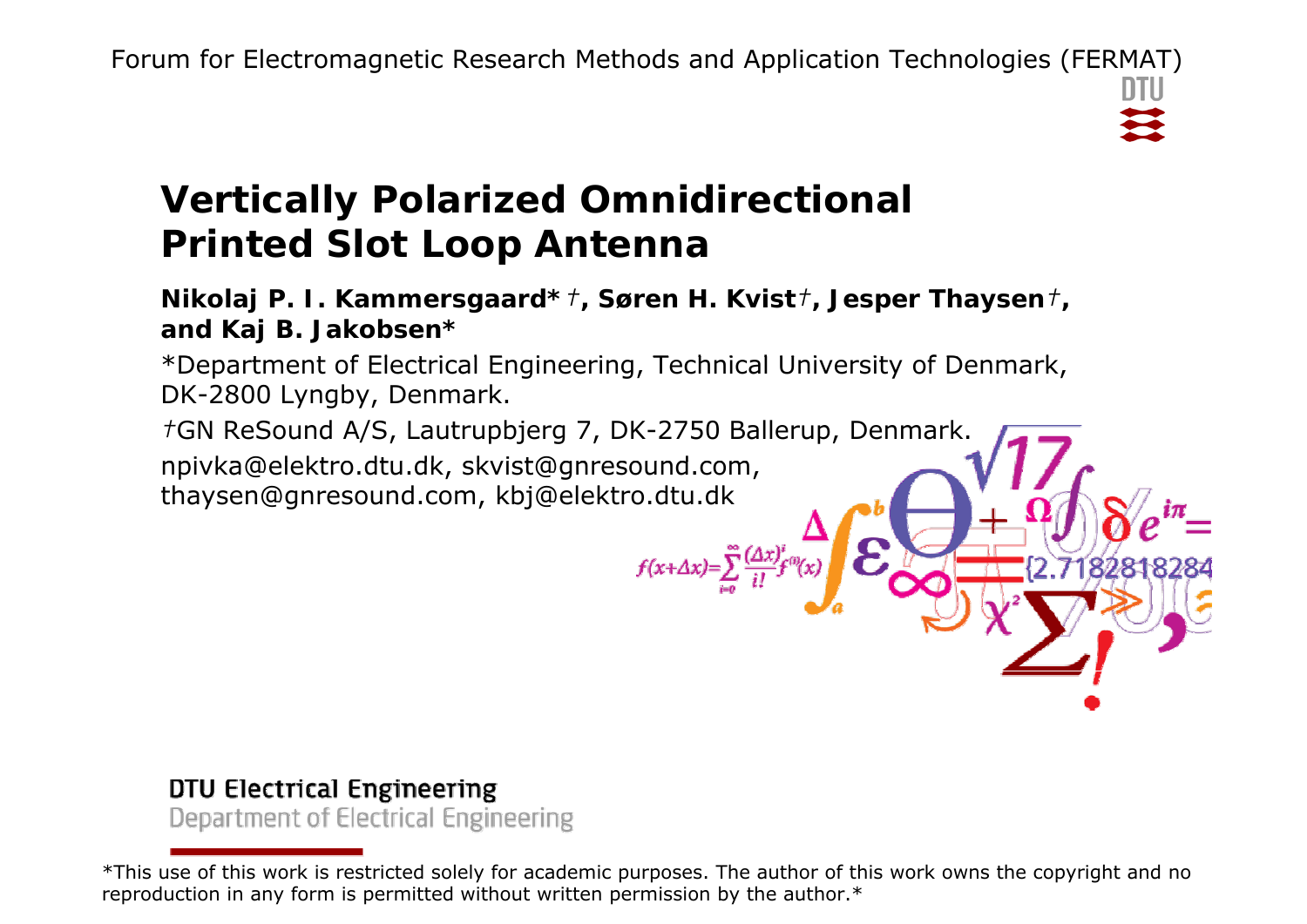Forum for Electromagnetic Research Methods and Application Technologies (FERMAT)

# Vertically Polarized Omnidirectional Printed Slot Loop Antenna

**Nikolaj P. I. Kammersgaard*†, Søren H. Kvist†, Jesper Thaysen†, and Kaj B. Jakobsen***

*Department of Electrical Engineering, Technical University of Denmark, DK-2800 Lyngby, Denmark.

†GN ReSound A/S, Lautrupbjerg 7, DK-2750 Ballerup, Denmark.

npivka@elektro.dtu.dk, skvist@gnresound.com, thaysen@gnresound.com, kbj@elektro.dtu.dk

DTU Electrical Engineering
Department of Electrical Engineering

*This use of this work is restricted solely for academic purposes. The author of this work owns the copyright and no reproduction in any form is permitted without written permission by the author.*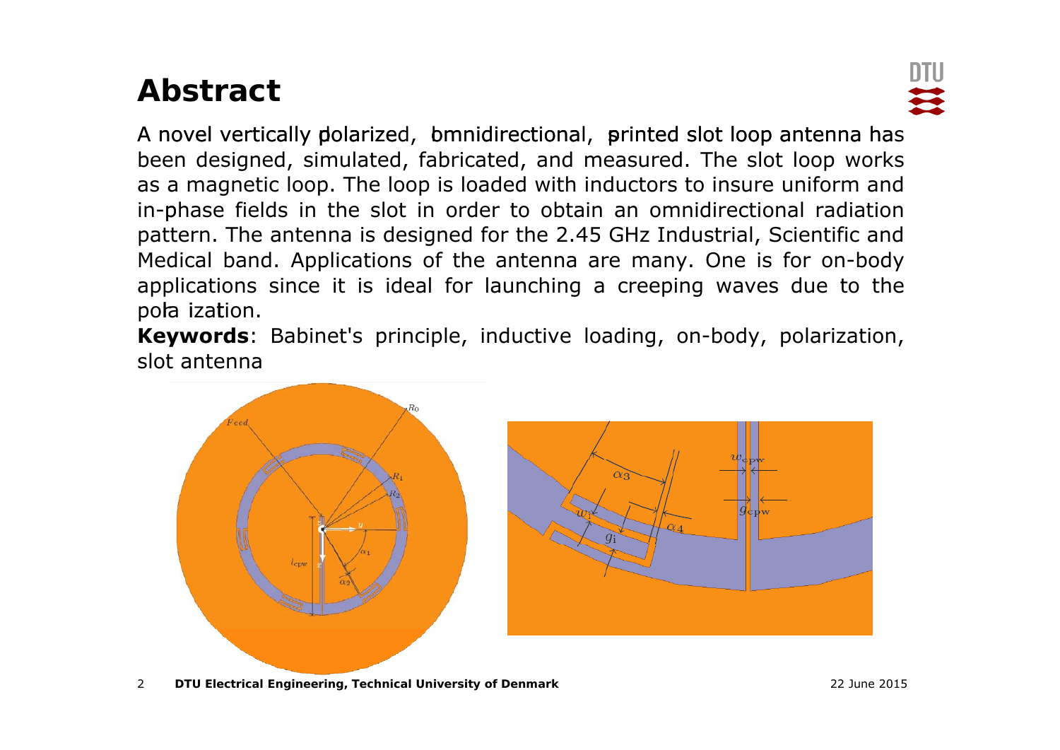# Abstract

A novel vertically polarized, omnidirectional, printed slot loop antenna has been designed, simulated, fabricated, and measured. The slot loop works as a magnetic loop. The loop is loaded with inductors to insure uniform and in-phase fields in the slot in order to obtain an omnidirectional radiation pattern. The antenna is designed for the 2.45 GHz Industrial, Scientific and Medical band. Applications of the antenna are many. One is for on-body applications since it is ideal for launching a creeping waves due to the polarization.

**Keywords**: Babinet's principle, inductive loading, on-body, polarization, slot antenna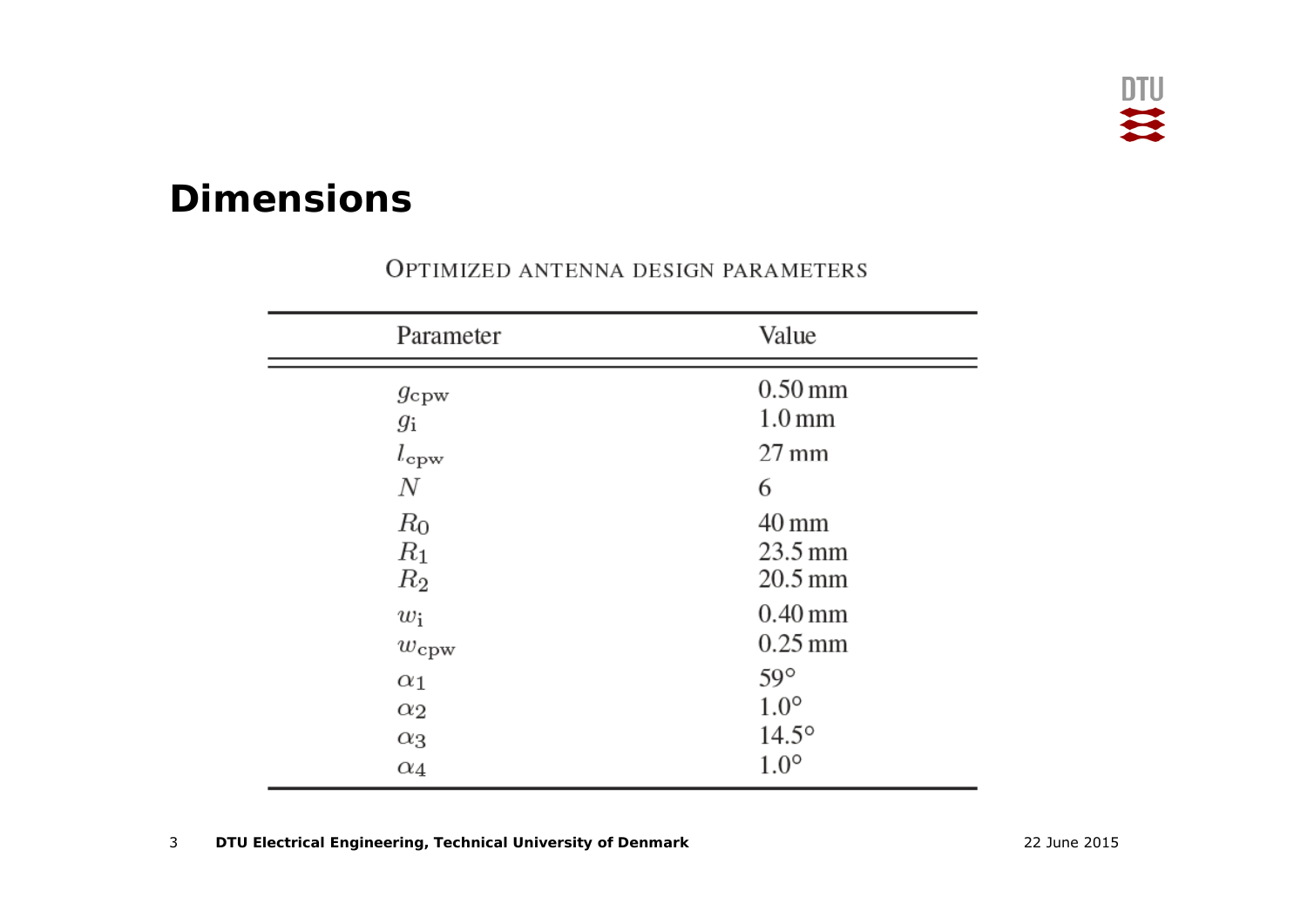# Dimensions

OPTIMIZED ANTENNA DESIGN PARAMETERS

| Parameter | Value |
|---|---|
| $g_{\mathrm{cpw}}$ | 0.50 mm |
| $g_{\mathrm{i}}$ | 1.0 mm |
| $l_{\mathrm{cpw}}$ | 27 mm |
| $N$ | 6 |
| $R_0$ | 40 mm |
| $R_1$ | 23.5 mm |
| $R_2$ | 20.5 mm |
| $w_{\mathrm{i}}$ | 0.40 mm |
| $w_{\mathrm{cpw}}$ | 0.25 mm |
| $\alpha_1$ | 59° |
| $\alpha_2$ | 1.0° |
| $\alpha_3$ | 14.5° |
| $\alpha_4$ | 1.0° |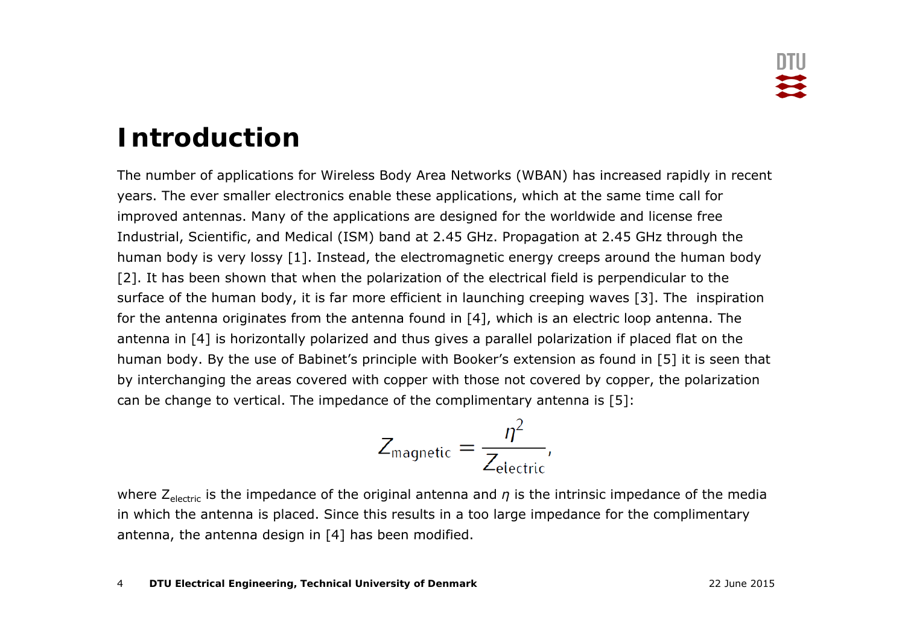# Introduction

The number of applications for Wireless Body Area Networks (WBAN) has increased rapidly in recent years. The ever smaller electronics enable these applications, which at the same time call for improved antennas. Many of the applications are designed for the worldwide and license free Industrial, Scientific, and Medical (ISM) band at 2.45 GHz. Propagation at 2.45 GHz through the human body is very lossy [1]. Instead, the electromagnetic energy creeps around the human body [2]. It has been shown that when the polarization of the electrical field is perpendicular to the surface of the human body, it is far more efficient in launching creeping waves [3]. The inspiration for the antenna originates from the antenna found in [4], which is an electric loop antenna. The antenna in [4] is horizontally polarized and thus gives a parallel polarization if placed flat on the human body. By the use of Babinet's principle with Booker's extension as found in [5] it is seen that by interchanging the areas covered with copper with those not covered by copper, the polarization can be change to vertical. The impedance of the complimentary antenna is [5]:

$$Z_{\text{magnetic}} = \frac{\eta^2}{Z_{\text{electric}}},$$

where $Z_{\text{electric}}$ is the impedance of the original antenna and $\eta$ is the intrinsic impedance of the media in which the antenna is placed. Since this results in a too large impedance for the complimentary antenna, the antenna design in [4] has been modified.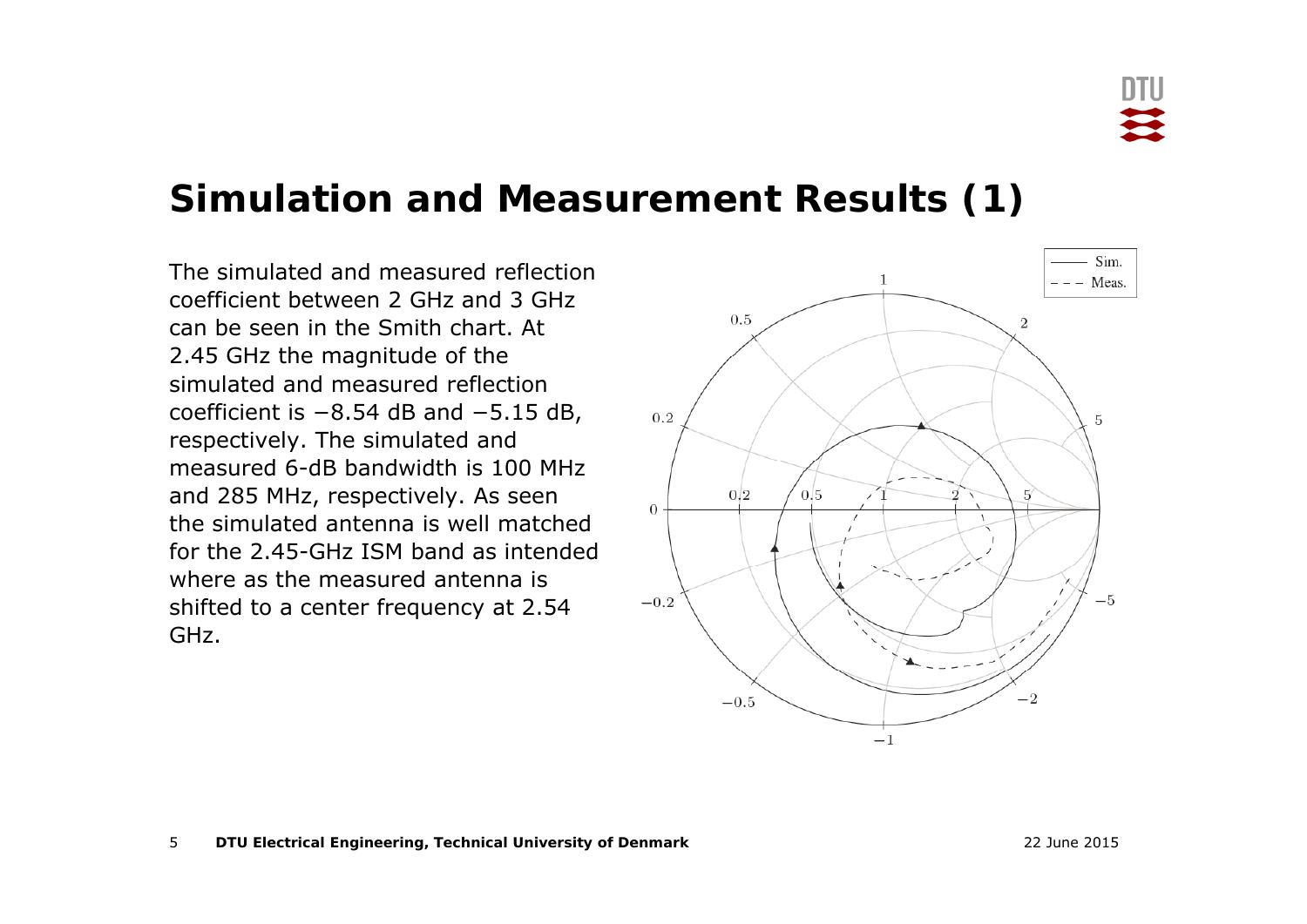# Simulation and Measurement Results (1)

The simulated and measured reflection coefficient between 2 GHz and 3 GHz can be seen in the Smith chart. At 2.45 GHz the magnitude of the simulated and measured reflection coefficient is −8.54 dB and −5.15 dB, respectively. The simulated and measured 6-dB bandwidth is 100 MHz and 285 MHz, respectively. As seen the simulated antenna is well matched for the 2.45-GHz ISM band as intended where as the measured antenna is shifted to a center frequency at 2.54 GHz.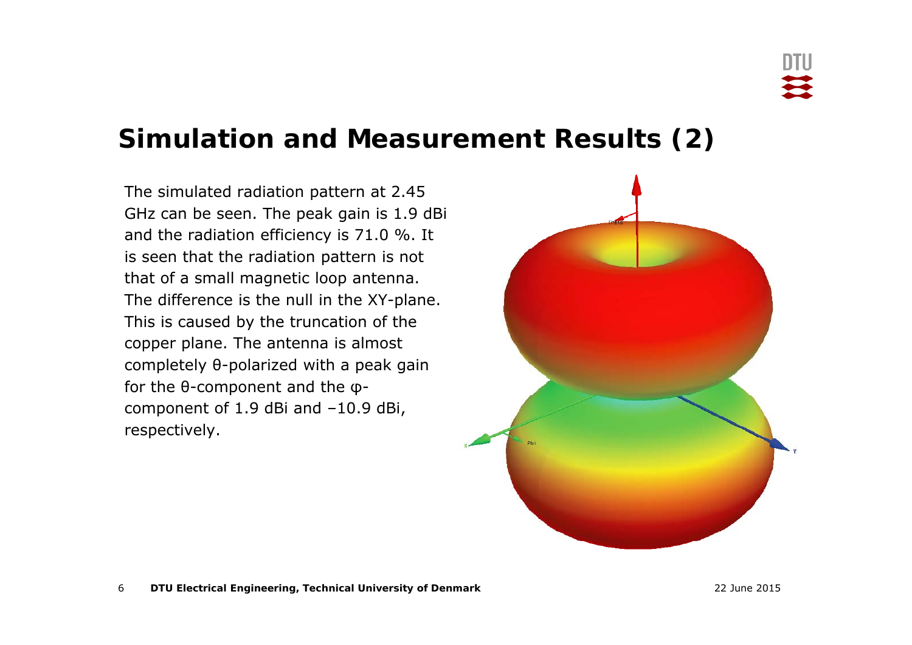# Simulation and Measurement Results (2)

The simulated radiation pattern at 2.45 GHz can be seen. The peak gain is 1.9 dBi and the radiation efficiency is 71.0 %. It is seen that the radiation pattern is not that of a small magnetic loop antenna. The difference is the null in the XY-plane. This is caused by the truncation of the copper plane. The antenna is almost completely θ-polarized with a peak gain for the θ-component and the φ-component of 1.9 dBi and −10.9 dBi, respectively.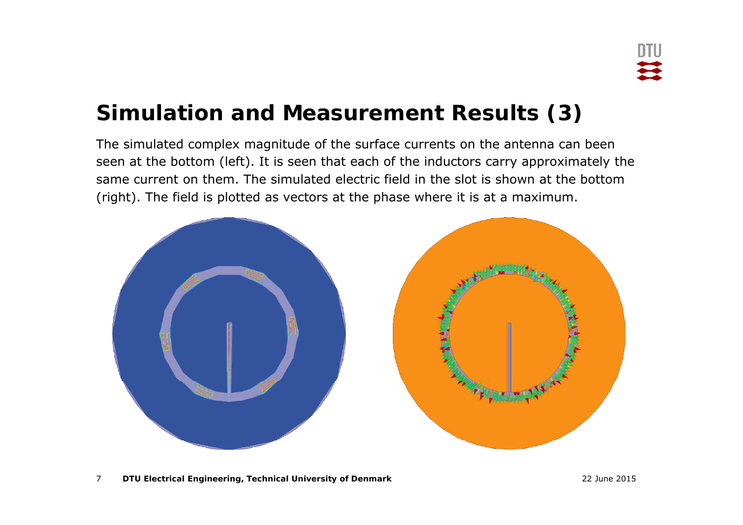# Simulation and Measurement Results (3)

The simulated complex magnitude of the surface currents on the antenna can been seen at the bottom (left). It is seen that each of the inductors carry approximately the same current on them. The simulated electric field in the slot is shown at the bottom (right). The field is plotted as vectors at the phase where it is at a maximum.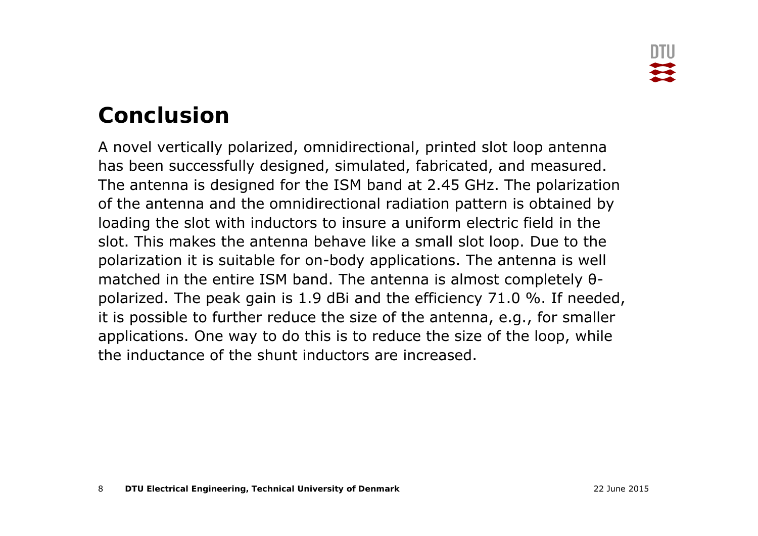# Conclusion

A novel vertically polarized, omnidirectional, printed slot loop antenna has been successfully designed, simulated, fabricated, and measured. The antenna is designed for the ISM band at 2.45 GHz. The polarization of the antenna and the omnidirectional radiation pattern is obtained by loading the slot with inductors to insure a uniform electric field in the slot. This makes the antenna behave like a small slot loop. Due to the polarization it is suitable for on-body applications. The antenna is well matched in the entire ISM band. The antenna is almost completely θ-polarized. The peak gain is 1.9 dBi and the efficiency 71.0 %. If needed, it is possible to further reduce the size of the antenna, e.g., for smaller applications. One way to do this is to reduce the size of the loop, while the inductance of the shunt inductors are increased.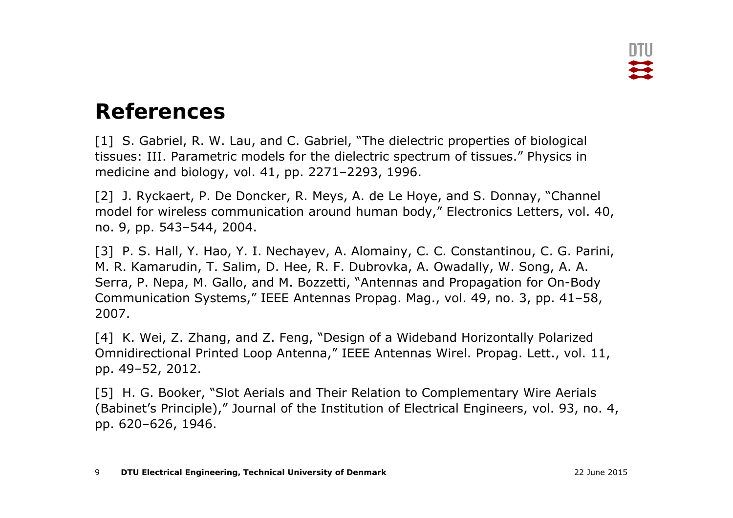## References

[1] S. Gabriel, R. W. Lau, and C. Gabriel, "The dielectric properties of biological tissues: III. Parametric models for the dielectric spectrum of tissues." Physics in medicine and biology, vol. 41, pp. 2271–2293, 1996.

[2] J. Ryckaert, P. De Doncker, R. Meys, A. de Le Hoye, and S. Donnay, "Channel model for wireless communication around human body," Electronics Letters, vol. 40, no. 9, pp. 543–544, 2004.

[3] P. S. Hall, Y. Hao, Y. I. Nechayev, A. Alomainy, C. C. Constantinou, C. G. Parini, M. R. Kamarudin, T. Salim, D. Hee, R. F. Dubrovka, A. Owadally, W. Song, A. A. Serra, P. Nepa, M. Gallo, and M. Bozzetti, "Antennas and Propagation for On-Body Communication Systems," IEEE Antennas Propag. Mag., vol. 49, no. 3, pp. 41–58, 2007.

[4] K. Wei, Z. Zhang, and Z. Feng, "Design of a Wideband Horizontally Polarized Omnidirectional Printed Loop Antenna," IEEE Antennas Wirel. Propag. Lett., vol. 11, pp. 49–52, 2012.

[5] H. G. Booker, "Slot Aerials and Their Relation to Complementary Wire Aerials (Babinet's Principle)," Journal of the Institution of Electrical Engineers, vol. 93, no. 4, pp. 620–626, 1946.